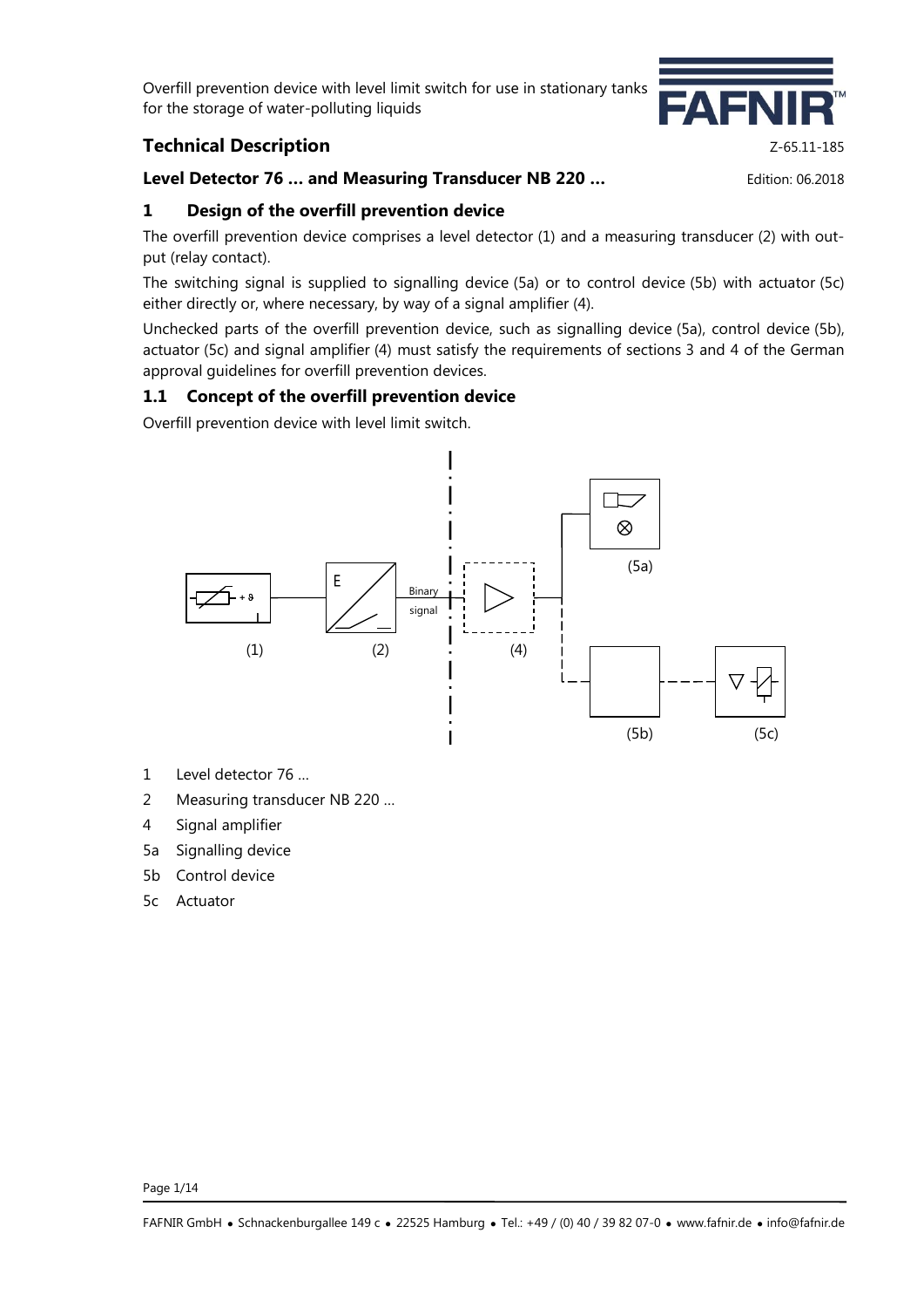Overfill prevention device with level limit switch for use in stationary tanks for the storage of water-polluting liquids

# Technical Description

Z-65.11-185

**Level Detector 76 … and Measuring Transducer NB 220 …**

Edition: 06.2018

## 1 Design of the overfill prevention device

The overfill prevention device comprises a level detector (1) and a measuring transducer (2) with output (relay contact).

The switching signal is supplied to signalling device (5a) or to control device (5b) with actuator (5c) either directly or, where necessary, by way of a signal amplifier (4).

Unchecked parts of the overfill prevention device, such as signalling device (5a), control device (5b), actuator (5c) and signal amplifier (4) must satisfy the requirements of sections 3 and 4 of the German approval guidelines for overfill prevention devices.

### 1.1 Concept of the overfill prevention device

Overfill prevention device with level limit switch.

1 Level detector 76 …
2 Measuring transducer NB 220 …
4 Signal amplifier
5a Signalling device
5b Control device
5c Actuator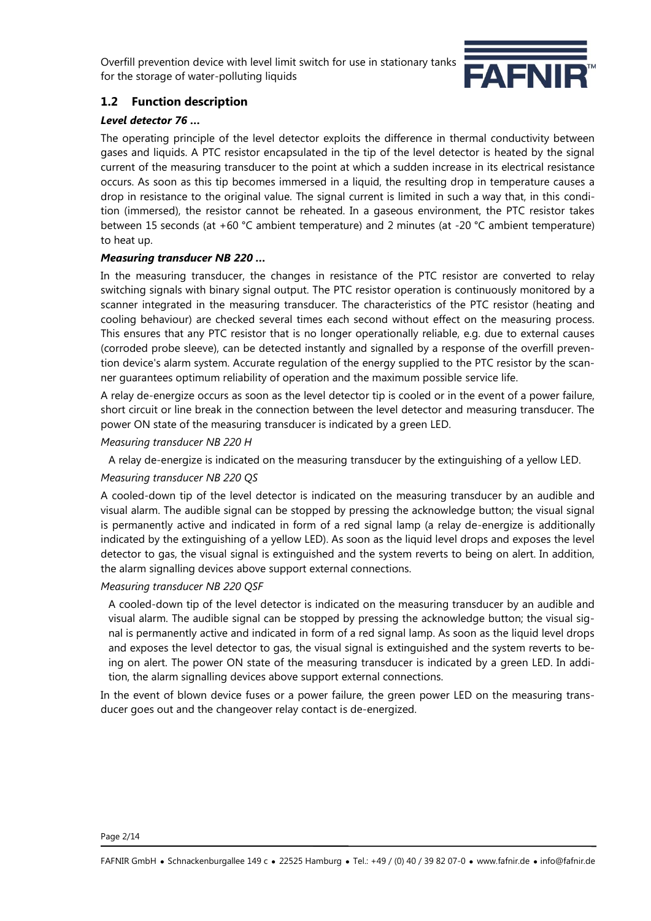## 1.2 Function description

***Level detector 76 …***

The operating principle of the level detector exploits the difference in thermal conductivity between gases and liquids. A PTC resistor encapsulated in the tip of the level detector is heated by the signal current of the measuring transducer to the point at which a sudden increase in its electrical resistance occurs. As soon as this tip becomes immersed in a liquid, the resulting drop in temperature causes a drop in resistance to the original value. The signal current is limited in such a way that, in this condition (immersed), the resistor cannot be reheated. In a gaseous environment, the PTC resistor takes between 15 seconds (at +60 °C ambient temperature) and 2 minutes (at -20 °C ambient temperature) to heat up.

***Measuring transducer NB 220 …***

In the measuring transducer, the changes in resistance of the PTC resistor are converted to relay switching signals with binary signal output. The PTC resistor operation is continuously monitored by a scanner integrated in the measuring transducer. The characteristics of the PTC resistor (heating and cooling behaviour) are checked several times each second without effect on the measuring process. This ensures that any PTC resistor that is no longer operationally reliable, e.g. due to external causes (corroded probe sleeve), can be detected instantly and signalled by a response of the overfill prevention device's alarm system. Accurate regulation of the energy supplied to the PTC resistor by the scanner guarantees optimum reliability of operation and the maximum possible service life.

A relay de-energize occurs as soon as the level detector tip is cooled or in the event of a power failure, short circuit or line break in the connection between the level detector and measuring transducer. The power ON state of the measuring transducer is indicated by a green LED.

*Measuring transducer NB 220 H*

A relay de-energize is indicated on the measuring transducer by the extinguishing of a yellow LED.

*Measuring transducer NB 220 QS*

A cooled-down tip of the level detector is indicated on the measuring transducer by an audible and visual alarm. The audible signal can be stopped by pressing the acknowledge button; the visual signal is permanently active and indicated in form of a red signal lamp (a relay de-energize is additionally indicated by the extinguishing of a yellow LED). As soon as the liquid level drops and exposes the level detector to gas, the visual signal is extinguished and the system reverts to being on alert. In addition, the alarm signalling devices above support external connections.

*Measuring transducer NB 220 QSF*

A cooled-down tip of the level detector is indicated on the measuring transducer by an audible and visual alarm. The audible signal can be stopped by pressing the acknowledge button; the visual signal is permanently active and indicated in form of a red signal lamp. As soon as the liquid level drops and exposes the level detector to gas, the visual signal is extinguished and the system reverts to being on alert. The power ON state of the measuring transducer is indicated by a green LED. In addition, the alarm signalling devices above support external connections.

In the event of blown device fuses or a power failure, the green power LED on the measuring transducer goes out and the changeover relay contact is de-energized.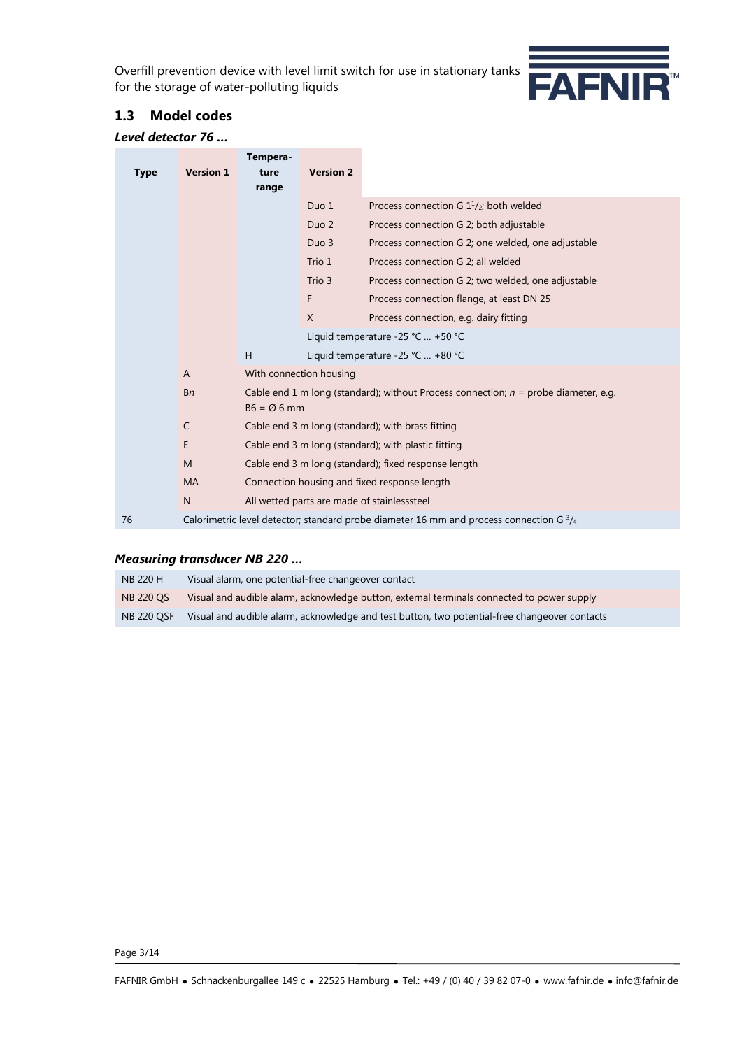## 1.3 Model codes

### *Level detector 76 ...*

| Type | Version 1 | Tempera-ture range | Version 2 | |
|---|---|---|---|---|
| | | | Duo 1 | Process connection G $1^1/_2$; both welded |
| | | | Duo 2 | Process connection G 2; both adjustable |
| | | | Duo 3 | Process connection G 2; one welded, one adjustable |
| | | | Trio 1 | Process connection G 2; all welded |
| | | | Trio 3 | Process connection G 2; two welded, one adjustable |
| | | | F | Process connection flange, at least DN 25 |
| | | | X | Process connection, e.g. dairy fitting |
| | | | Liquid temperature -25 °C ... +50 °C | |
| | | H | Liquid temperature -25 °C ... +80 °C | |
| | A | With connection housing | | |
| | B*n* | Cable end 1 m long (standard); without Process connection; *n* = probe diameter, e.g. B6 = Ø 6 mm | | |
| | C | Cable end 3 m long (standard); with brass fitting | | |
| | E | Cable end 3 m long (standard); with plastic fitting | | |
| | M | Cable end 3 m long (standard); fixed response length | | |
| | MA | Connection housing and fixed response length | | |
| | N | All wetted parts are made of stainlesssteel | | |
| 76 | Calorimetric level detector; standard probe diameter 16 mm and process connection G $^3/_4$ | | | |

### *Measuring transducer NB 220 ...*

| | |
|---|---|
| NB 220 H | Visual alarm, one potential-free changeover contact |
| NB 220 QS | Visual and audible alarm, acknowledge button, external terminals connected to power supply |
| NB 220 QSF | Visual and audible alarm, acknowledge and test button, two potential-free changeover contacts |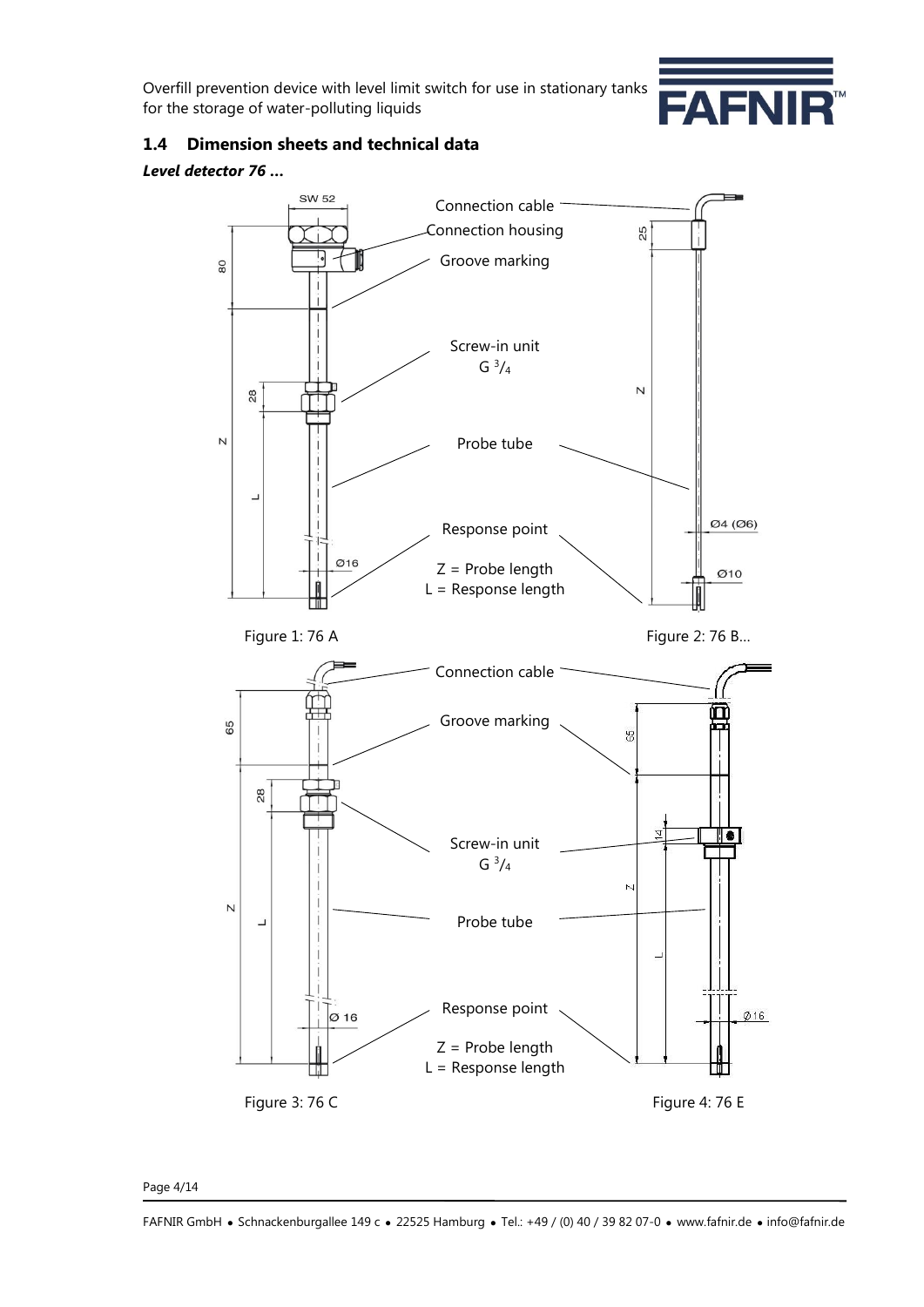## 1.4 Dimension sheets and technical data

***Level detector 76 ...***

Connection cable

Connection housing

Groove marking

Screw-in unit
G $^{3}/_{4}$

Probe tube

Response point

Z = Probe length
L = Response length

Figure 1: 76 A

Figure 2: 76 B...

Connection cable

Groove marking

Screw-in unit
G $^{3}/_{4}$

Probe tube

Response point

Z = Probe length
L = Response length

Figure 3: 76 C

Figure 4: 76 E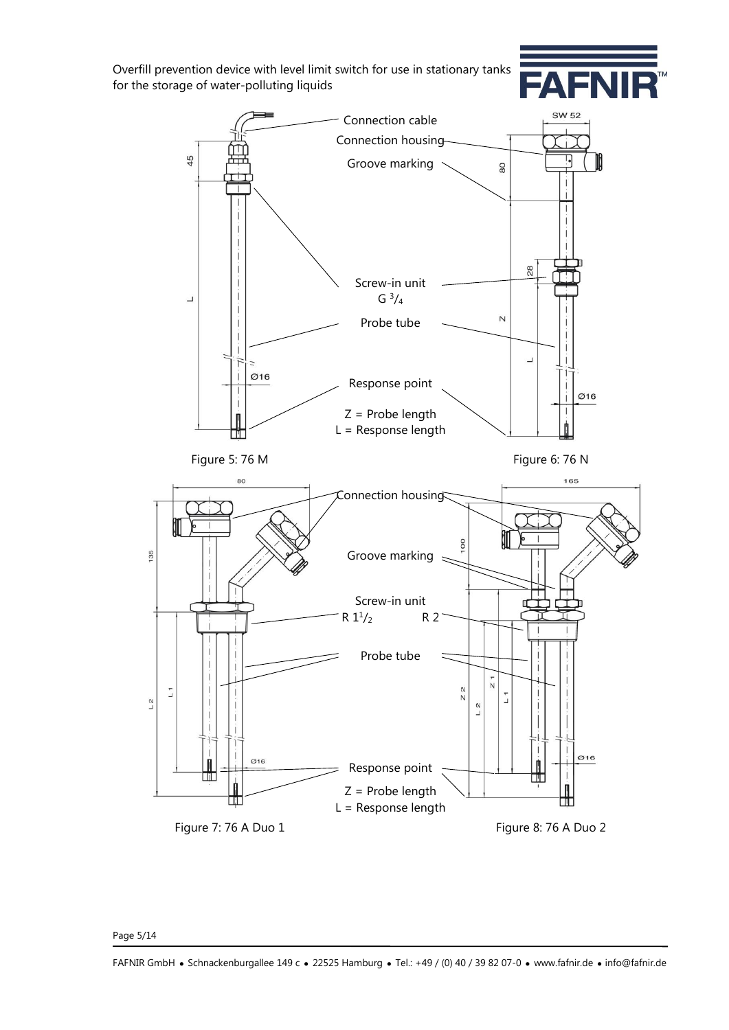Figure 5: 76 M

Figure 6: 76 N

Connection cable

Connection housing

Groove marking

Screw-in unit G $^3/_4$

Probe tube

Response point

Z = Probe length
L = Response length

Figure 7: 76 A Duo 1

Figure 8: 76 A Duo 2

Connection housing

Groove marking

Screw-in unit R $1^1/_2$ R 2

Probe tube

Response point

Z = Probe length
L = Response length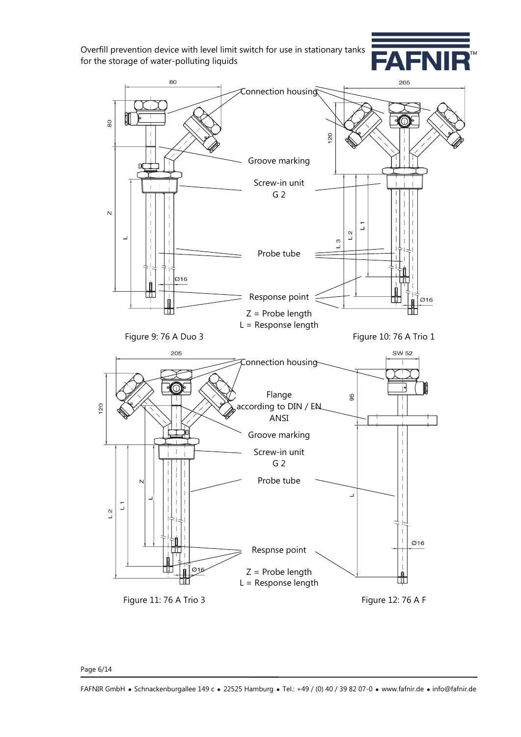Connection housing

Groove marking

Screw-in unit
G 2

Probe tube

Response point

Z = Probe length
L = Response length

Figure 9: 76 A Duo 3

Figure 10: 76 A Trio 1

Connection housing

Flange
according to DIN / EN
ANSI

Groove marking

Screw-in unit
G 2

Probe tube

Respnse point

Z = Probe length
L = Response length

Figure 11: 76 A Trio 3

Figure 12: 76 A F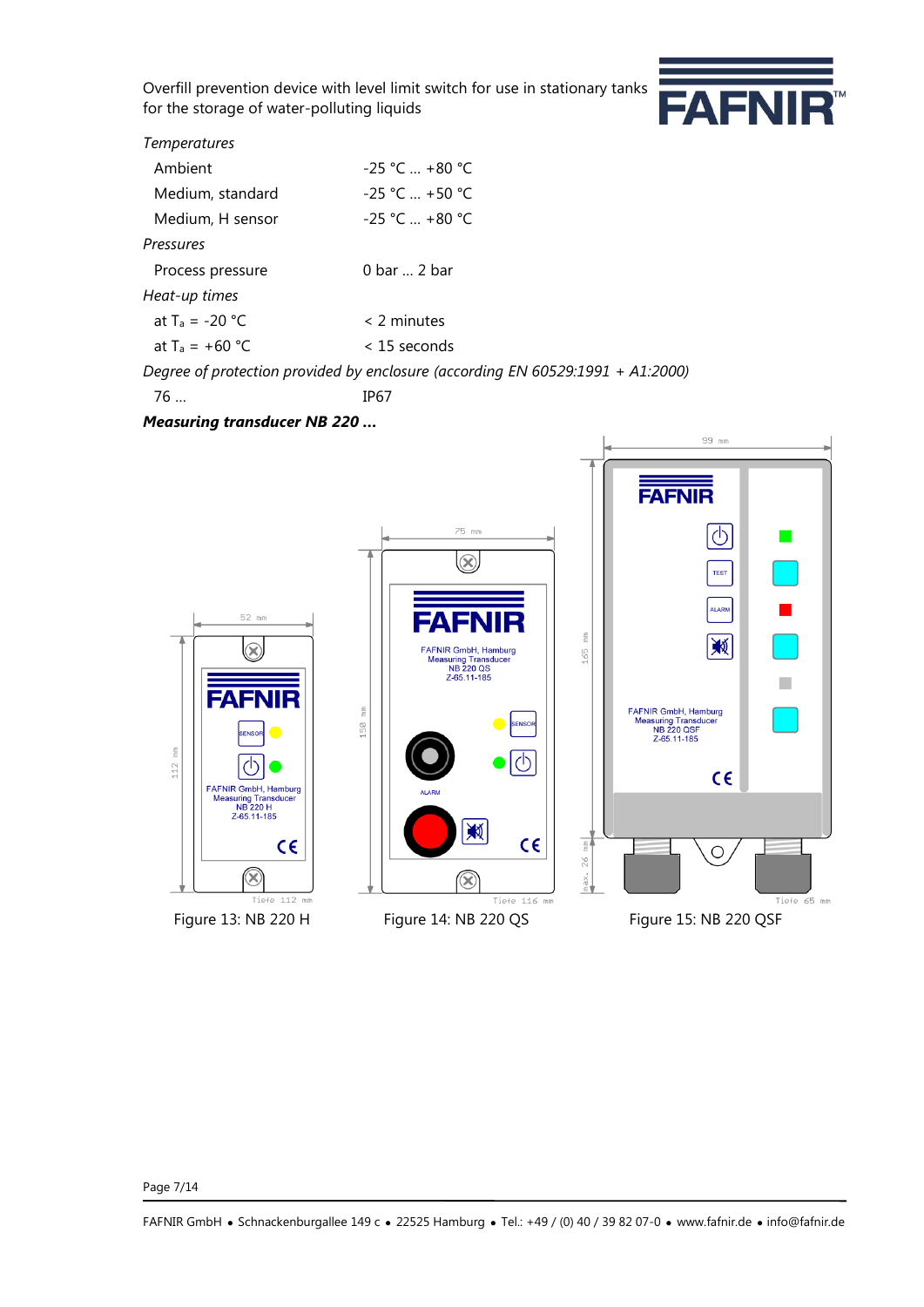*Temperatures*

| | |
|---|---|
| Ambient | -25 °C ... +80 °C |
| Medium, standard | -25 °C ... +50 °C |
| Medium, H sensor | -25 °C ... +80 °C |

*Pressures*

| | |
|---|---|
| Process pressure | 0 bar ... 2 bar |

*Heat-up times*

| | |
|---|---|
| at $T_a$ = -20 °C | < 2 minutes |
| at $T_a$ = +60 °C | < 15 seconds |

*Degree of protection provided by enclosure (according EN 60529:1991 + A1:2000)*

| | |
|---|---|
| 76 ... | IP67 |

***Measuring transducer NB 220 ...***

Figure 13: NB 220 H

Figure 14: NB 220 QS

Figure 15: NB 220 QSF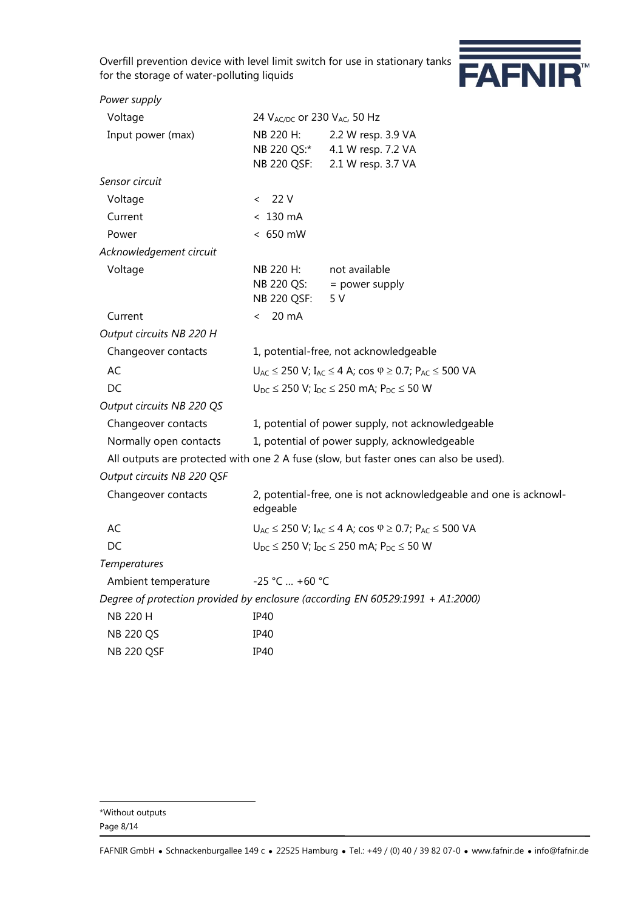*Power supply*

| | |
|---|---|
| Voltage | 24 $V_{AC/DC}$ or 230 $V_{AC}$, 50 Hz |
| Input power (max) | NB 220 H: 2.2 W resp. 3.9 VA<br>NB 220 QS:* 4.1 W resp. 7.2 VA<br>NB 220 QSF: 2.1 W resp. 3.7 VA |

*Sensor circuit*

| | |
|---|---|
| Voltage | < 22 V |
| Current | < 130 mA |
| Power | < 650 mW |

*Acknowledgement circuit*

| | |
|---|---|
| Voltage | NB 220 H: not available<br>NB 220 QS: = power supply<br>NB 220 QSF: 5 V |
| Current | < 20 mA |

*Output circuits NB 220 H*

| | |
|---|---|
| Changeover contacts | 1, potential-free, not acknowledgeable |
| AC | $U_{AC} \leq 250$ V; $I_{AC} \leq 4$ A; $\cos \varphi \geq 0.7$; $P_{AC} \leq 500$ VA |
| DC | $U_{DC} \leq 250$ V; $I_{DC} \leq 250$ mA; $P_{DC} \leq 50$ W |

*Output circuits NB 220 QS*

| | |
|---|---|
| Changeover contacts | 1, potential of power supply, not acknowledgeable |
| Normally open contacts | 1, potential of power supply, acknowledgeable |

All outputs are protected with one 2 A fuse (slow, but faster ones can also be used).

*Output circuits NB 220 QSF*

| | |
|---|---|
| Changeover contacts | 2, potential-free, one is not acknowledgeable and one is acknowledgeable |
| AC | $U_{AC} \leq 250$ V; $I_{AC} \leq 4$ A; $\cos \varphi \geq 0.7$; $P_{AC} \leq 500$ VA |
| DC | $U_{DC} \leq 250$ V; $I_{DC} \leq 250$ mA; $P_{DC} \leq 50$ W |

*Temperatures*

| | |
|---|---|
| Ambient temperature | -25 °C ... +60 °C |

*Degree of protection provided by enclosure (according EN 60529:1991 + A1:2000)*

| | |
|---|---|
| NB 220 H | IP40 |
| NB 220 QS | IP40 |
| NB 220 QSF | IP40 |

*Without outputs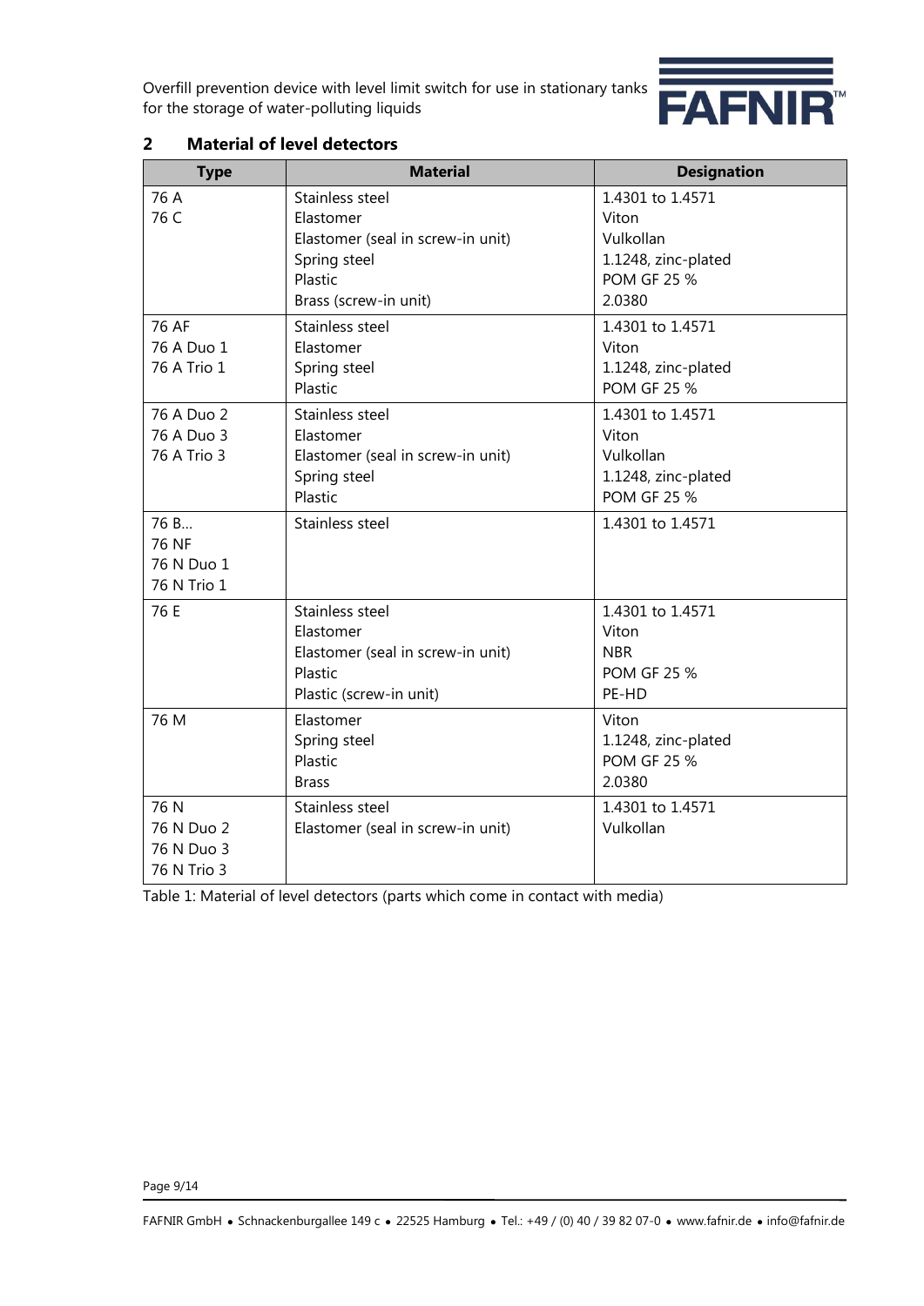## 2 Material of level detectors

| Type | Material | Designation |
|---|---|---|
| 76 A<br>76 C | Stainless steel<br>Elastomer<br>Elastomer (seal in screw-in unit)<br>Spring steel<br>Plastic<br>Brass (screw-in unit) | 1.4301 to 1.4571<br>Viton<br>Vulkollan<br>1.1248, zinc-plated<br>POM GF 25 %<br>2.0380 |
| 76 AF<br>76 A Duo 1<br>76 A Trio 1 | Stainless steel<br>Elastomer<br>Spring steel<br>Plastic | 1.4301 to 1.4571<br>Viton<br>1.1248, zinc-plated<br>POM GF 25 % |
| 76 A Duo 2<br>76 A Duo 3<br>76 A Trio 3 | Stainless steel<br>Elastomer<br>Elastomer (seal in screw-in unit)<br>Spring steel<br>Plastic | 1.4301 to 1.4571<br>Viton<br>Vulkollan<br>1.1248, zinc-plated<br>POM GF 25 % |
| 76 B…<br>76 NF<br>76 N Duo 1<br>76 N Trio 1 | Stainless steel | 1.4301 to 1.4571 |
| 76 E | Stainless steel<br>Elastomer<br>Elastomer (seal in screw-in unit)<br>Plastic<br>Plastic (screw-in unit) | 1.4301 to 1.4571<br>Viton<br>NBR<br>POM GF 25 %<br>PE-HD |
| 76 M | Elastomer<br>Spring steel<br>Plastic<br>Brass | Viton<br>1.1248, zinc-plated<br>POM GF 25 %<br>2.0380 |
| 76 N<br>76 N Duo 2<br>76 N Duo 3<br>76 N Trio 3 | Stainless steel<br>Elastomer (seal in screw-in unit) | 1.4301 to 1.4571<br>Vulkollan |

Table 1: Material of level detectors (parts which come in contact with media)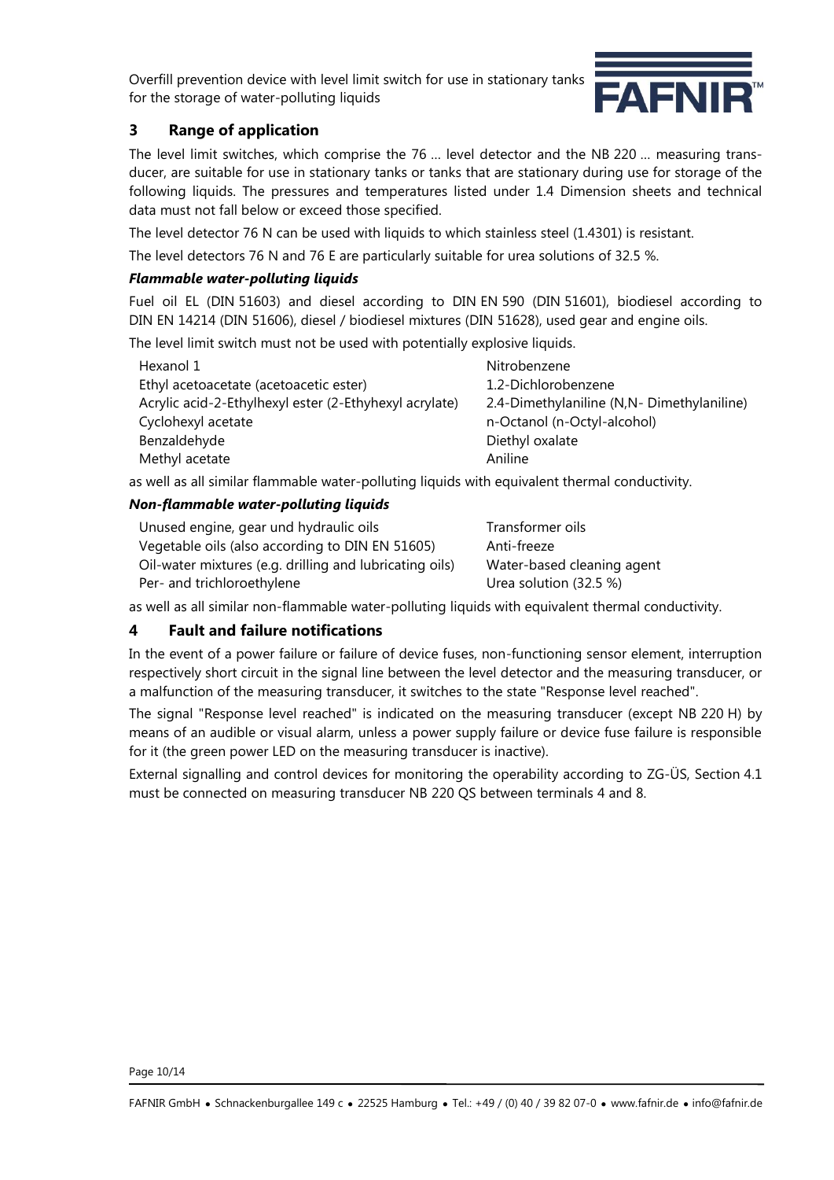## 3 Range of application

The level limit switches, which comprise the 76 … level detector and the NB 220 … measuring transducer, are suitable for use in stationary tanks or tanks that are stationary during use for storage of the following liquids. The pressures and temperatures listed under 1.4 Dimension sheets and technical data must not fall below or exceed those specified.

The level detector 76 N can be used with liquids to which stainless steel (1.4301) is resistant.

The level detectors 76 N and 76 E are particularly suitable for urea solutions of 32.5 %.

### *Flammable water-polluting liquids*

Fuel oil EL (DIN 51603) and diesel according to DIN EN 590 (DIN 51601), biodiesel according to DIN EN 14214 (DIN 51606), diesel / biodiesel mixtures (DIN 51628), used gear and engine oils.

The level limit switch must not be used with potentially explosive liquids.

| | |
|---|---|
| Hexanol 1 | Nitrobenzene |
| Ethyl acetoacetate (acetoacetic ester) | 1.2-Dichlorobenzene |
| Acrylic acid-2-Ethylhexyl ester (2-Ethyhexyl acrylate) | 2.4-Dimethylaniline (N,N- Dimethylaniline) |
| Cyclohexyl acetate | n-Octanol (n-Octyl-alcohol) |
| Benzaldehyde | Diethyl oxalate |
| Methyl acetate | Aniline |

as well as all similar flammable water-polluting liquids with equivalent thermal conductivity.

### *Non-flammable water-polluting liquids*

| | |
|---|---|
| Unused engine, gear und hydraulic oils | Transformer oils |
| Vegetable oils (also according to DIN EN 51605) | Anti-freeze |
| Oil-water mixtures (e.g. drilling and lubricating oils) | Water-based cleaning agent |
| Per- and trichloroethylene | Urea solution (32.5 %) |

as well as all similar non-flammable water-polluting liquids with equivalent thermal conductivity.

## 4 Fault and failure notifications

In the event of a power failure or failure of device fuses, non-functioning sensor element, interruption respectively short circuit in the signal line between the level detector and the measuring transducer, or a malfunction of the measuring transducer, it switches to the state "Response level reached".

The signal "Response level reached" is indicated on the measuring transducer (except NB 220 H) by means of an audible or visual alarm, unless a power supply failure or device fuse failure is responsible for it (the green power LED on the measuring transducer is inactive).

External signalling and control devices for monitoring the operability according to ZG-ÜS, Section 4.1 must be connected on measuring transducer NB 220 QS between terminals 4 and 8.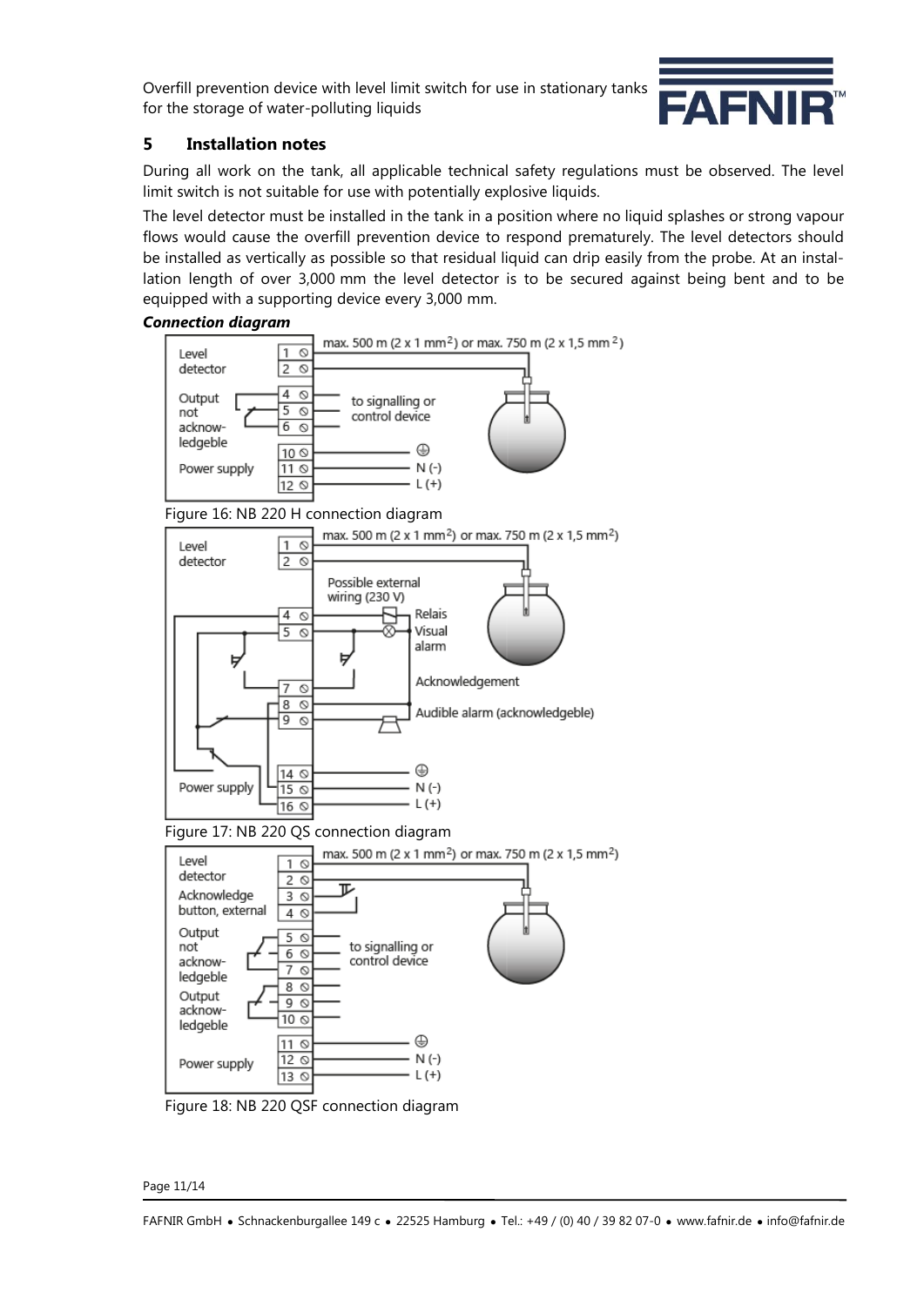## 5 Installation notes

During all work on the tank, all applicable technical safety regulations must be observed. The level limit switch is not suitable for use with potentially explosive liquids.

The level detector must be installed in the tank in a position where no liquid splashes or strong vapour flows would cause the overfill prevention device to respond prematurely. The level detectors should be installed as vertically as possible so that residual liquid can drip easily from the probe. At an installation length of over 3,000 mm the level detector is to be secured against being bent and to be equipped with a supporting device every 3,000 mm.

***Connection diagram***

Figure 16: NB 220 H connection diagram

Figure 17: NB 220 QS connection diagram

Figure 18: NB 220 QSF connection diagram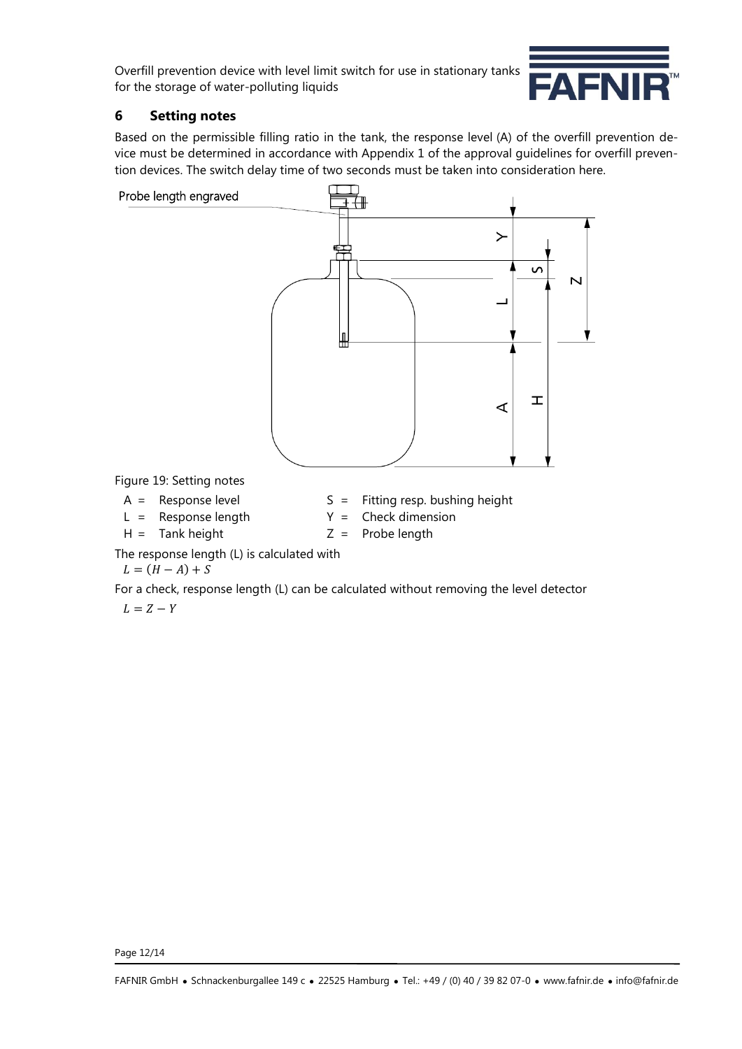## 6 Setting notes

Based on the permissible filling ratio in the tank, the response level (A) of the overfill prevention device must be determined in accordance with Appendix 1 of the approval guidelines for overfill prevention devices. The switch delay time of two seconds must be taken into consideration here.

Probe length engraved

Figure 19: Setting notes

- A = Response level
- L = Response length
- H = Tank height
- S = Fitting resp. bushing height
- Y = Check dimension
- Z = Probe length

The response length (L) is calculated with

$L = (H - A) + S$

For a check, response length (L) can be calculated without removing the level detector

$L = Z - Y$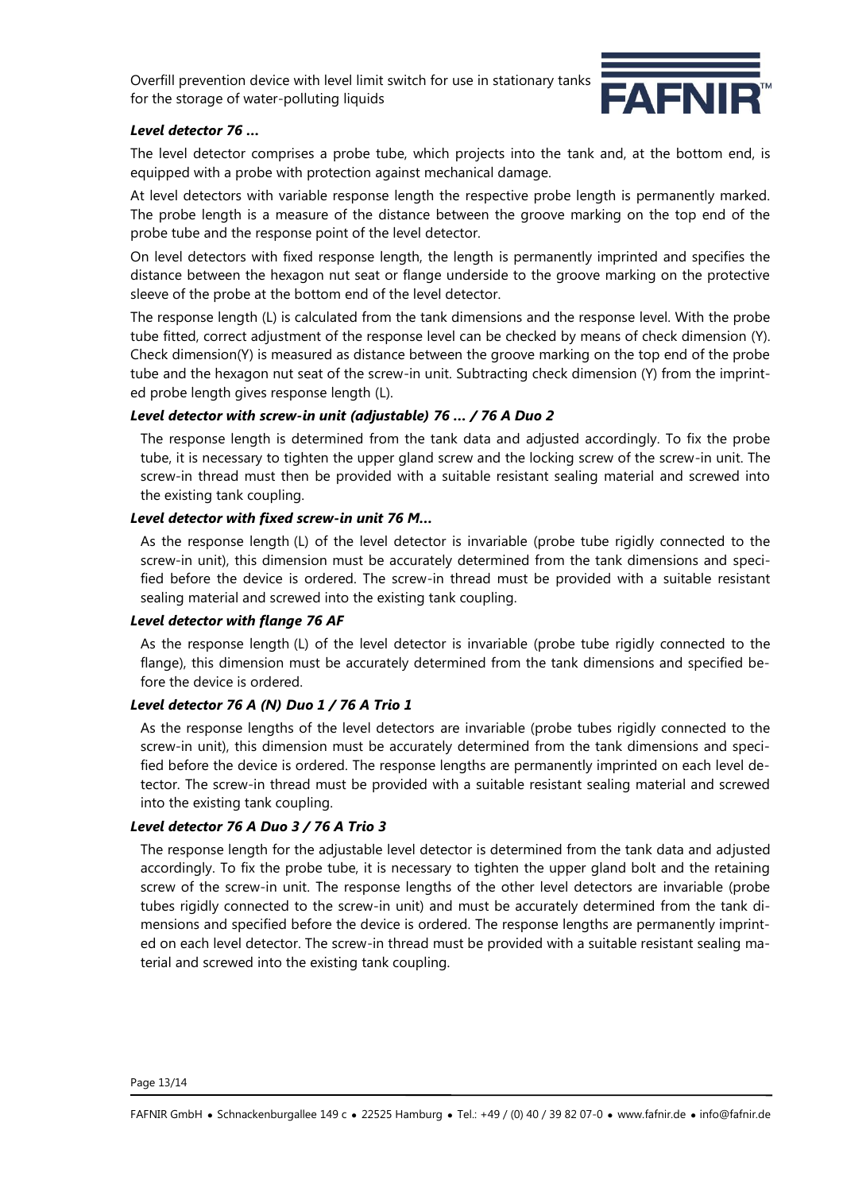### *Level detector 76 ...*

The level detector comprises a probe tube, which projects into the tank and, at the bottom end, is equipped with a probe with protection against mechanical damage.

At level detectors with variable response length the respective probe length is permanently marked. The probe length is a measure of the distance between the groove marking on the top end of the probe tube and the response point of the level detector.

On level detectors with fixed response length, the length is permanently imprinted and specifies the distance between the hexagon nut seat or flange underside to the groove marking on the protective sleeve of the probe at the bottom end of the level detector.

The response length (L) is calculated from the tank dimensions and the response level. With the probe tube fitted, correct adjustment of the response level can be checked by means of check dimension (Y). Check dimension(Y) is measured as distance between the groove marking on the top end of the probe tube and the hexagon nut seat of the screw-in unit. Subtracting check dimension (Y) from the imprinted probe length gives response length (L).

#### *Level detector with screw-in unit (adjustable) 76 ... / 76 A Duo 2*

The response length is determined from the tank data and adjusted accordingly. To fix the probe tube, it is necessary to tighten the upper gland screw and the locking screw of the screw-in unit. The screw-in thread must then be provided with a suitable resistant sealing material and screwed into the existing tank coupling.

#### *Level detector with fixed screw-in unit 76 M...*

As the response length (L) of the level detector is invariable (probe tube rigidly connected to the screw-in unit), this dimension must be accurately determined from the tank dimensions and specified before the device is ordered. The screw-in thread must be provided with a suitable resistant sealing material and screwed into the existing tank coupling.

#### *Level detector with flange 76 AF*

As the response length (L) of the level detector is invariable (probe tube rigidly connected to the flange), this dimension must be accurately determined from the tank dimensions and specified before the device is ordered.

#### *Level detector 76 A (N) Duo 1 / 76 A Trio 1*

As the response lengths of the level detectors are invariable (probe tubes rigidly connected to the screw-in unit), this dimension must be accurately determined from the tank dimensions and specified before the device is ordered. The response lengths are permanently imprinted on each level detector. The screw-in thread must be provided with a suitable resistant sealing material and screwed into the existing tank coupling.

#### *Level detector 76 A Duo 3 / 76 A Trio 3*

The response length for the adjustable level detector is determined from the tank data and adjusted accordingly. To fix the probe tube, it is necessary to tighten the upper gland bolt and the retaining screw of the screw-in unit. The response lengths of the other level detectors are invariable (probe tubes rigidly connected to the screw-in unit) and must be accurately determined from the tank dimensions and specified before the device is ordered. The response lengths are permanently imprinted on each level detector. The screw-in thread must be provided with a suitable resistant sealing material and screwed into the existing tank coupling.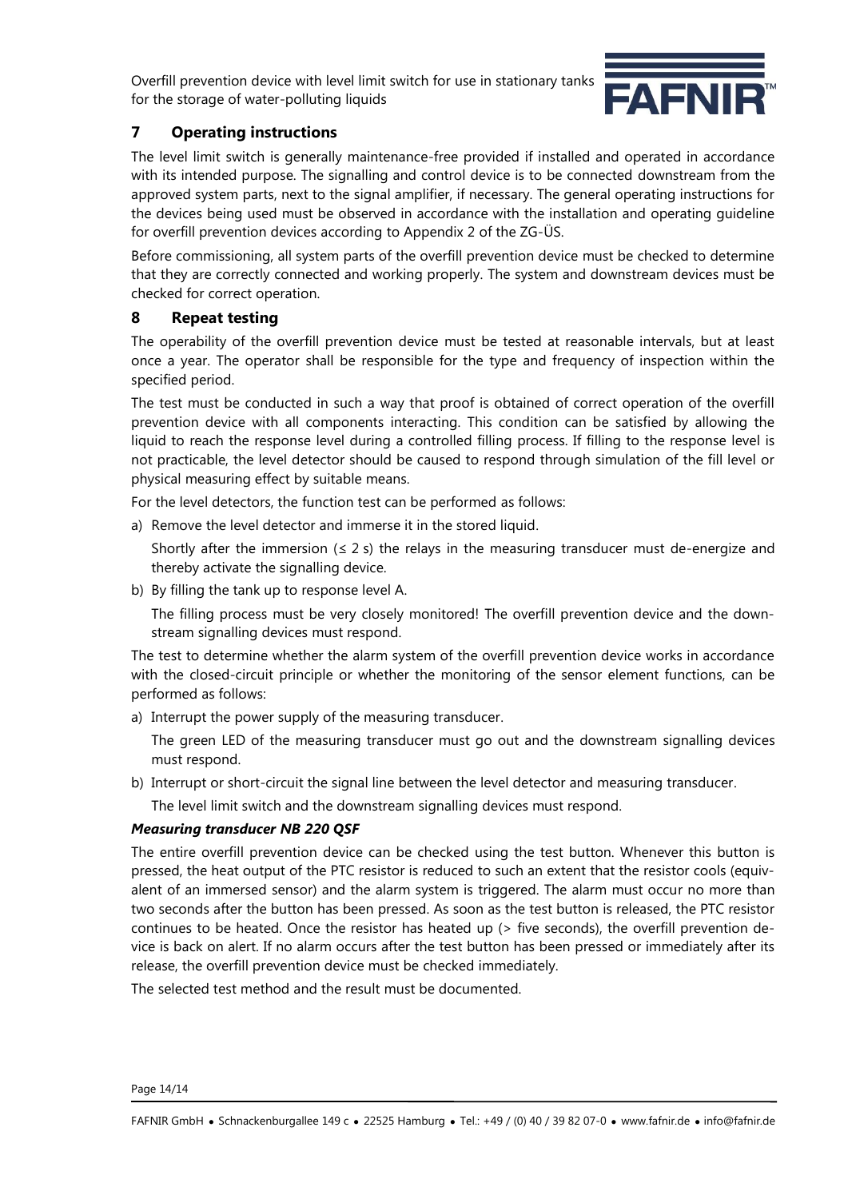## 7 Operating instructions

The level limit switch is generally maintenance-free provided if installed and operated in accordance with its intended purpose. The signalling and control device is to be connected downstream from the approved system parts, next to the signal amplifier, if necessary. The general operating instructions for the devices being used must be observed in accordance with the installation and operating guideline for overfill prevention devices according to Appendix 2 of the ZG-ÜS.

Before commissioning, all system parts of the overfill prevention device must be checked to determine that they are correctly connected and working properly. The system and downstream devices must be checked for correct operation.

## 8 Repeat testing

The operability of the overfill prevention device must be tested at reasonable intervals, but at least once a year. The operator shall be responsible for the type and frequency of inspection within the specified period.

The test must be conducted in such a way that proof is obtained of correct operation of the overfill prevention device with all components interacting. This condition can be satisfied by allowing the liquid to reach the response level during a controlled filling process. If filling to the response level is not practicable, the level detector should be caused to respond through simulation of the fill level or physical measuring effect by suitable means.

For the level detectors, the function test can be performed as follows:

a) Remove the level detector and immerse it in the stored liquid.

   Shortly after the immersion (≤ 2 s) the relays in the measuring transducer must de-energize and thereby activate the signalling device.

b) By filling the tank up to response level A.

   The filling process must be very closely monitored! The overfill prevention device and the downstream signalling devices must respond.

The test to determine whether the alarm system of the overfill prevention device works in accordance with the closed-circuit principle or whether the monitoring of the sensor element functions, can be performed as follows:

a) Interrupt the power supply of the measuring transducer.

   The green LED of the measuring transducer must go out and the downstream signalling devices must respond.

b) Interrupt or short-circuit the signal line between the level detector and measuring transducer.

   The level limit switch and the downstream signalling devices must respond.

***Measuring transducer NB 220 QSF***

The entire overfill prevention device can be checked using the test button. Whenever this button is pressed, the heat output of the PTC resistor is reduced to such an extent that the resistor cools (equivalent of an immersed sensor) and the alarm system is triggered. The alarm must occur no more than two seconds after the button has been pressed. As soon as the test button is released, the PTC resistor continues to be heated. Once the resistor has heated up (> five seconds), the overfill prevention device is back on alert. If no alarm occurs after the test button has been pressed or immediately after its release, the overfill prevention device must be checked immediately.

The selected test method and the result must be documented.